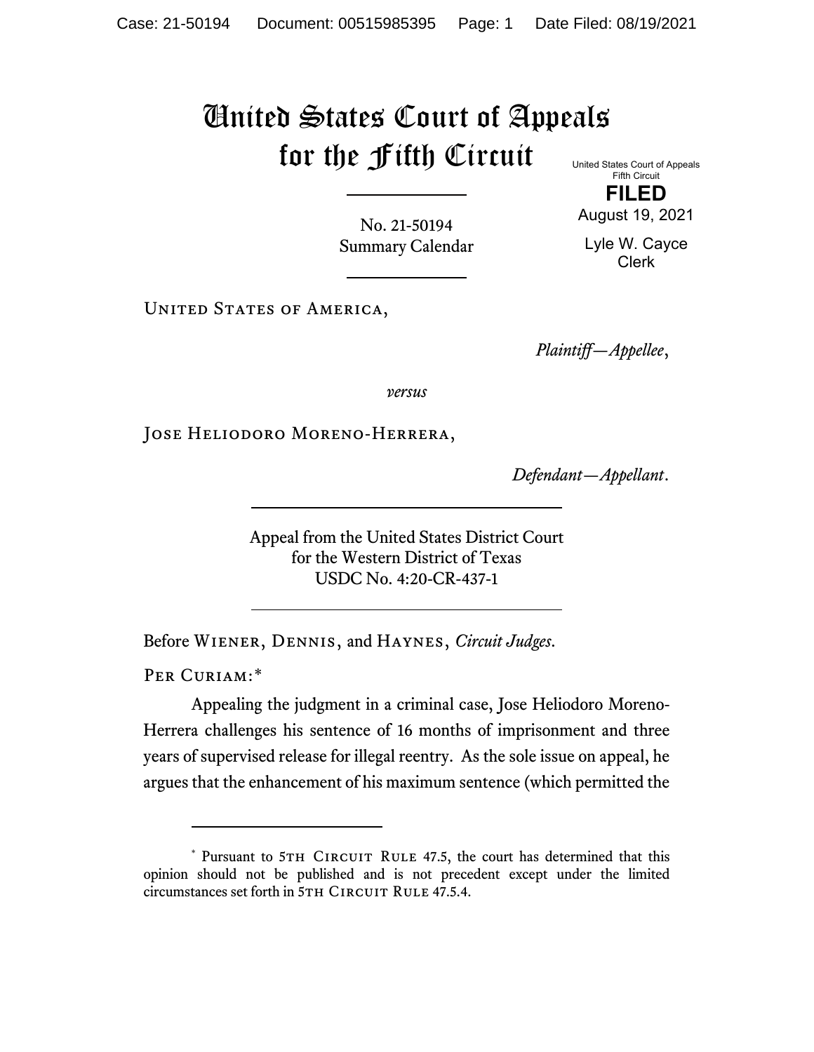# United States Court of Appeals for the Fifth Circuit

United States Court of Appeals
Fifth Circuit

**FILED**

August 19, 2021

Lyle W. Cayce
Clerk

No. 21-50194
Summary Calendar

---

United States of America,

*Plaintiff—Appellee*,

*versus*

Jose Heliodoro Moreno-Herrera,

*Defendant—Appellant*.

---

Appeal from the United States District Court
for the Western District of Texas
USDC No. 4:20-CR-437-1

---

Before Wiener, Dennis, and Haynes, *Circuit Judges*.

Per Curiam:*

Appealing the judgment in a criminal case, Jose Heliodoro Moreno-Herrera challenges his sentence of 16 months of imprisonment and three years of supervised release for illegal reentry. As the sole issue on appeal, he argues that the enhancement of his maximum sentence (which permitted the

---

* Pursuant to 5th Circuit Rule 47.5, the court has determined that this opinion should not be published and is not precedent except under the limited circumstances set forth in 5th Circuit Rule 47.5.4.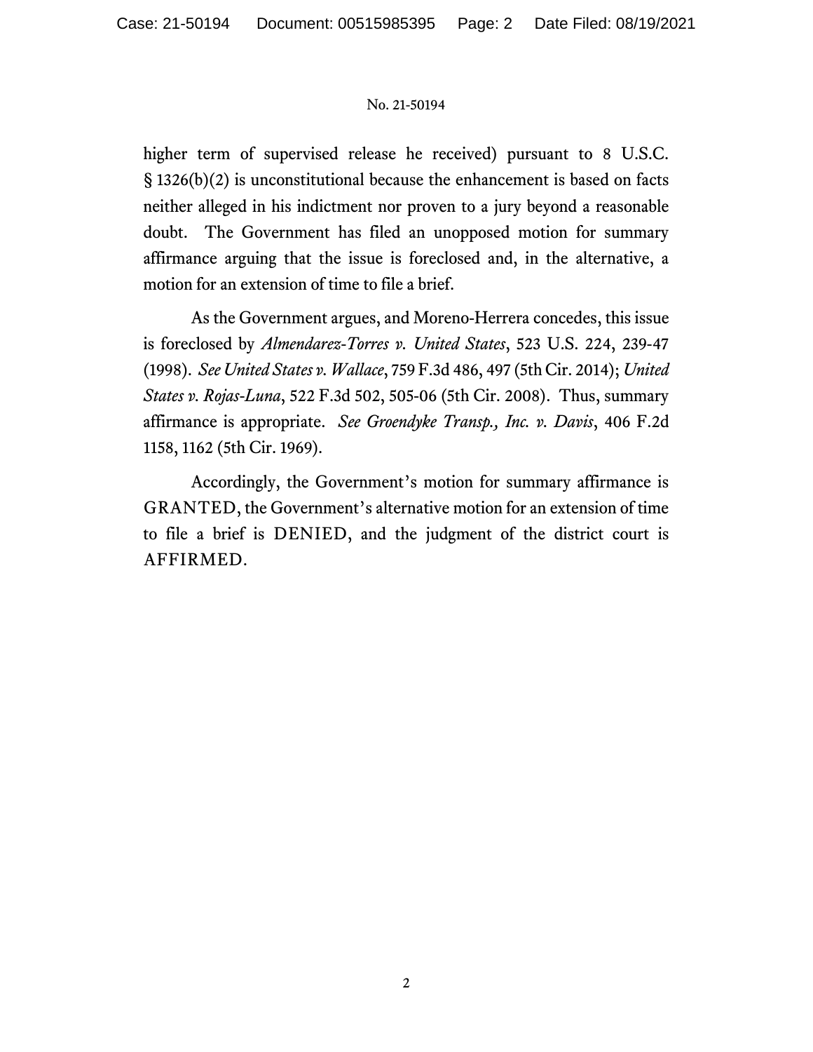higher term of supervised release he received) pursuant to 8 U.S.C. § 1326(b)(2) is unconstitutional because the enhancement is based on facts neither alleged in his indictment nor proven to a jury beyond a reasonable doubt. The Government has filed an unopposed motion for summary affirmance arguing that the issue is foreclosed and, in the alternative, a motion for an extension of time to file a brief.

As the Government argues, and Moreno-Herrera concedes, this issue is foreclosed by *Almendarez-Torres v. United States*, 523 U.S. 224, 239-47 (1998). *See United States v. Wallace*, 759 F.3d 486, 497 (5th Cir. 2014); *United States v. Rojas-Luna*, 522 F.3d 502, 505-06 (5th Cir. 2008). Thus, summary affirmance is appropriate. *See Groendyke Transp., Inc. v. Davis*, 406 F.2d 1158, 1162 (5th Cir. 1969).

Accordingly, the Government's motion for summary affirmance is GRANTED, the Government's alternative motion for an extension of time to file a brief is DENIED, and the judgment of the district court is AFFIRMED.